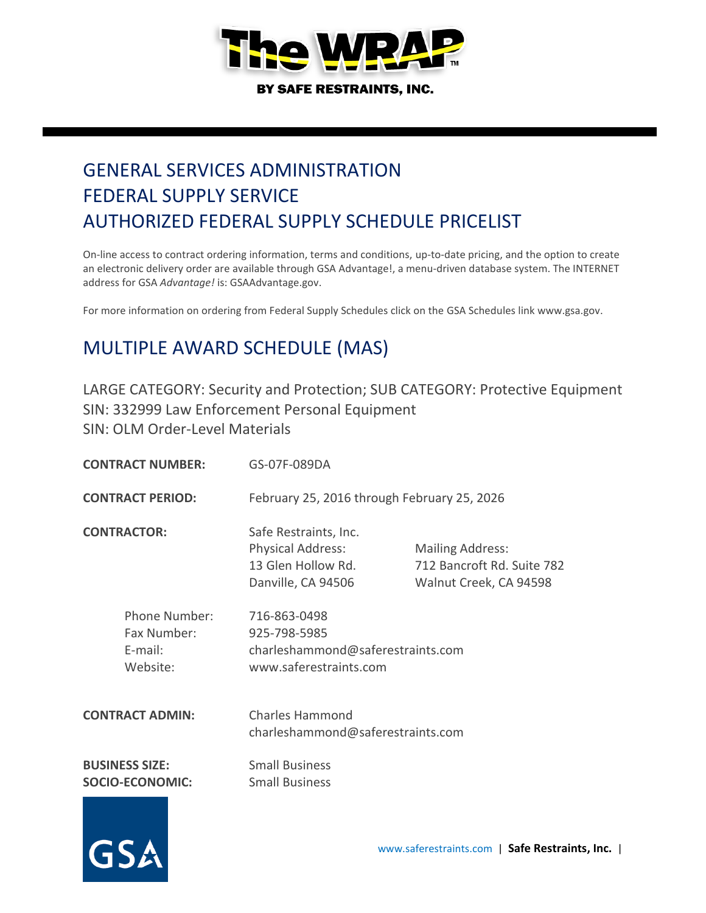**BY SAFE RESTRAINTS, INC.**

# GENERAL SERVICES ADMINISTRATION
# FEDERAL SUPPLY SERVICE
# AUTHORIZED FEDERAL SUPPLY SCHEDULE PRICELIST

On-line access to contract ordering information, terms and conditions, up-to-date pricing, and the option to create an electronic delivery order are available through GSA Advantage!, a menu-driven database system. The INTERNET address for GSA *Advantage!* is: GSAAdvantage.gov.

For more information on ordering from Federal Supply Schedules click on the GSA Schedules link www.gsa.gov.

## MULTIPLE AWARD SCHEDULE (MAS)

LARGE CATEGORY: Security and Protection; SUB CATEGORY: Protective Equipment
SIN: 332999 Law Enforcement Personal Equipment
SIN: OLM Order-Level Materials

**CONTRACT NUMBER:** GS-07F-089DA

**CONTRACT PERIOD:** February 25, 2016 through February 25, 2026

**CONTRACTOR:** Safe Restraints, Inc.

Physical Address:
13 Glen Hollow Rd.
Danville, CA 94506

Mailing Address:
712 Bancroft Rd. Suite 782
Walnut Creek, CA 94598

Phone Number: 716-863-0498
Fax Number: 925-798-5985
E-mail: charleshammond@saferestraints.com
Website: www.saferestraints.com

**CONTRACT ADMIN:** Charles Hammond
charleshammond@saferestraints.com

**BUSINESS SIZE:** Small Business
**SOCIO-ECONOMIC:** Small Business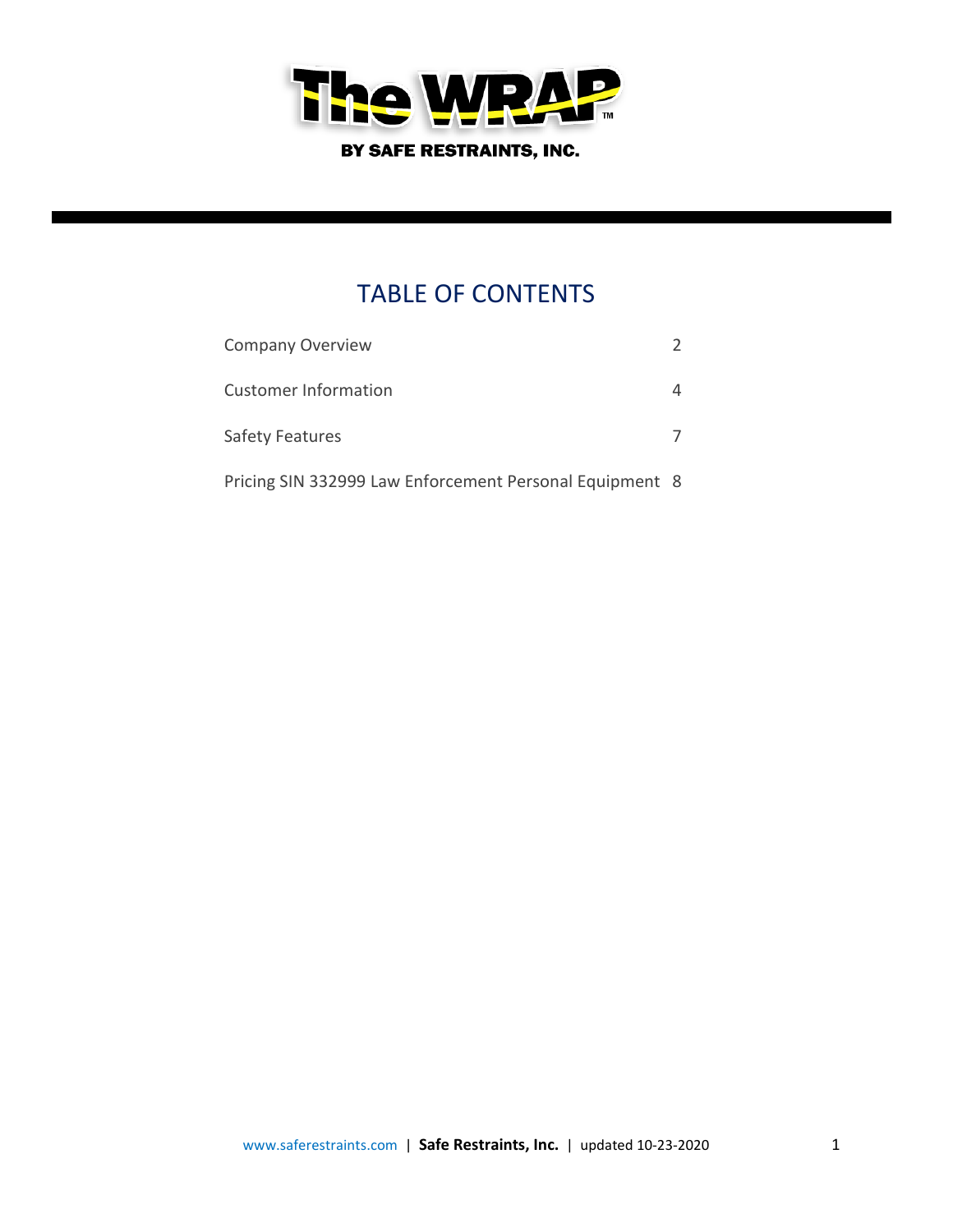# The WRAP™

**BY SAFE RESTRAINTS, INC.**

## TABLE OF CONTENTS

| | |
|---|---|
| Company Overview | 2 |
| Customer Information | 4 |
| Safety Features | 7 |
| Pricing SIN 332999 Law Enforcement Personal Equipment | 8 |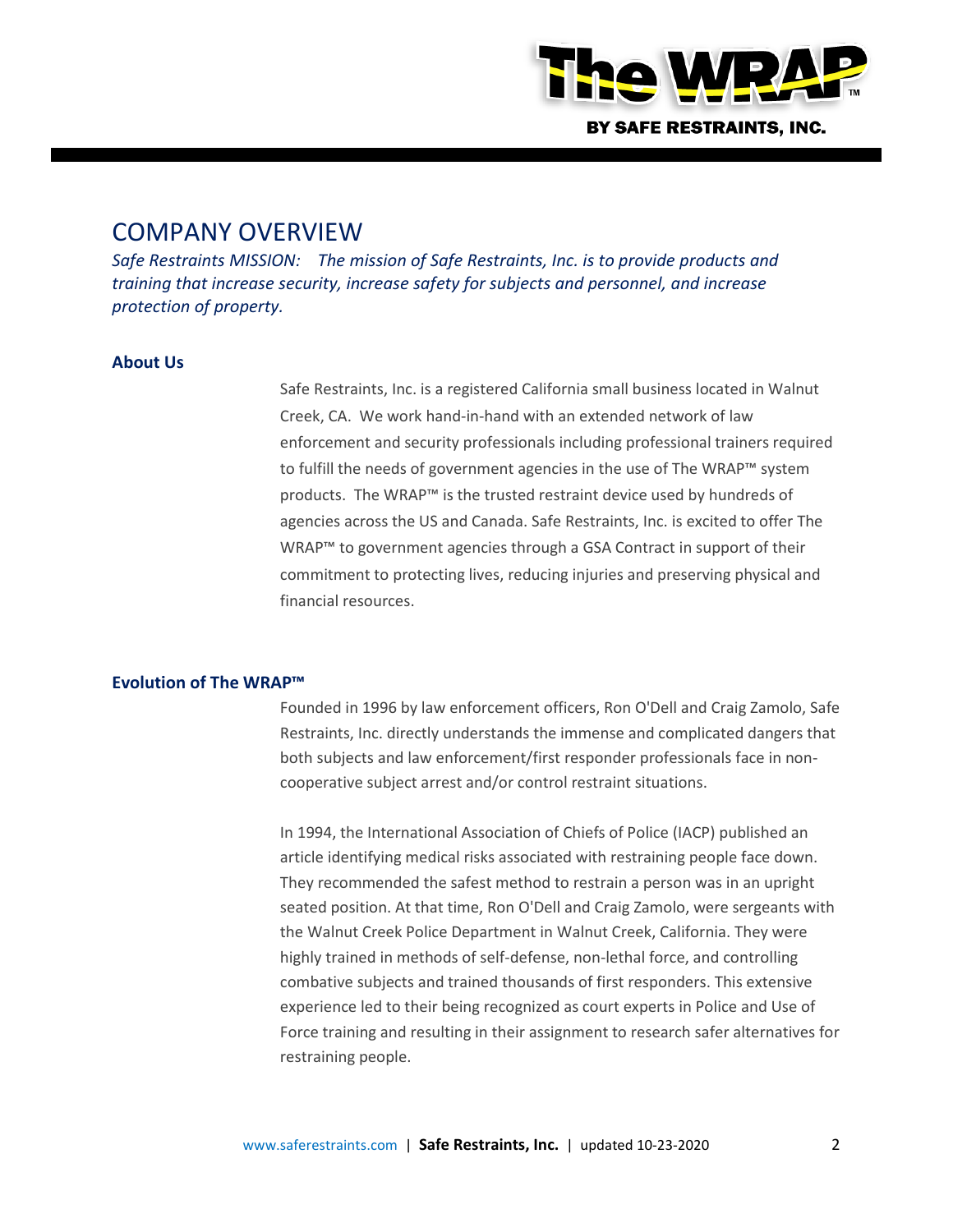# COMPANY OVERVIEW

*Safe Restraints MISSION: The mission of Safe Restraints, Inc. is to provide products and training that increase security, increase safety for subjects and personnel, and increase protection of property.*

## About Us

Safe Restraints, Inc. is a registered California small business located in Walnut Creek, CA. We work hand-in-hand with an extended network of law enforcement and security professionals including professional trainers required to fulfill the needs of government agencies in the use of The WRAP™ system products. The WRAP™ is the trusted restraint device used by hundreds of agencies across the US and Canada. Safe Restraints, Inc. is excited to offer The WRAP™ to government agencies through a GSA Contract in support of their commitment to protecting lives, reducing injuries and preserving physical and financial resources.

## Evolution of The WRAP™

Founded in 1996 by law enforcement officers, Ron O'Dell and Craig Zamolo, Safe Restraints, Inc. directly understands the immense and complicated dangers that both subjects and law enforcement/first responder professionals face in non-cooperative subject arrest and/or control restraint situations.

In 1994, the International Association of Chiefs of Police (IACP) published an article identifying medical risks associated with restraining people face down. They recommended the safest method to restrain a person was in an upright seated position. At that time, Ron O'Dell and Craig Zamolo, were sergeants with the Walnut Creek Police Department in Walnut Creek, California. They were highly trained in methods of self-defense, non-lethal force, and controlling combative subjects and trained thousands of first responders. This extensive experience led to their being recognized as court experts in Police and Use of Force training and resulting in their assignment to research safer alternatives for restraining people.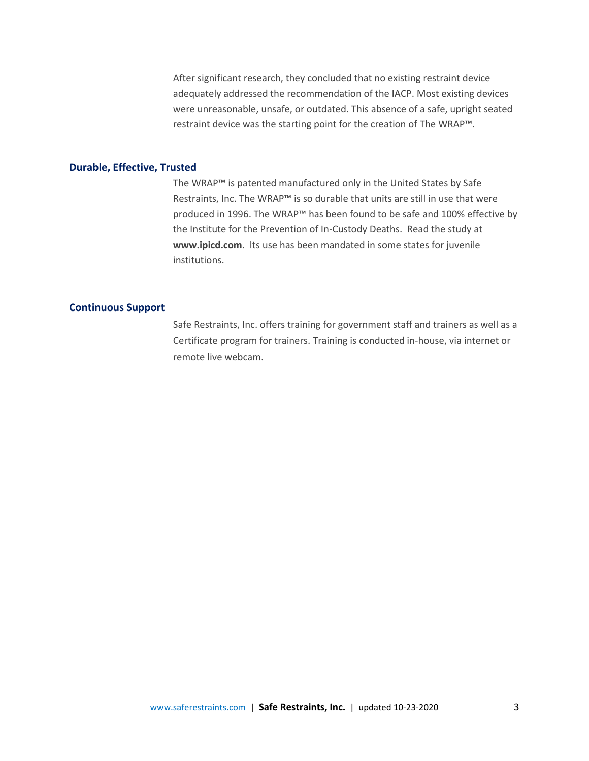After significant research, they concluded that no existing restraint device adequately addressed the recommendation of the IACP. Most existing devices were unreasonable, unsafe, or outdated. This absence of a safe, upright seated restraint device was the starting point for the creation of The WRAP™.

## Durable, Effective, Trusted

The WRAP™ is patented manufactured only in the United States by Safe Restraints, Inc. The WRAP™ is so durable that units are still in use that were produced in 1996. The WRAP™ has been found to be safe and 100% effective by the Institute for the Prevention of In-Custody Deaths. Read the study at **www.ipicd.com**. Its use has been mandated in some states for juvenile institutions.

## Continuous Support

Safe Restraints, Inc. offers training for government staff and trainers as well as a Certificate program for trainers. Training is conducted in-house, via internet or remote live webcam.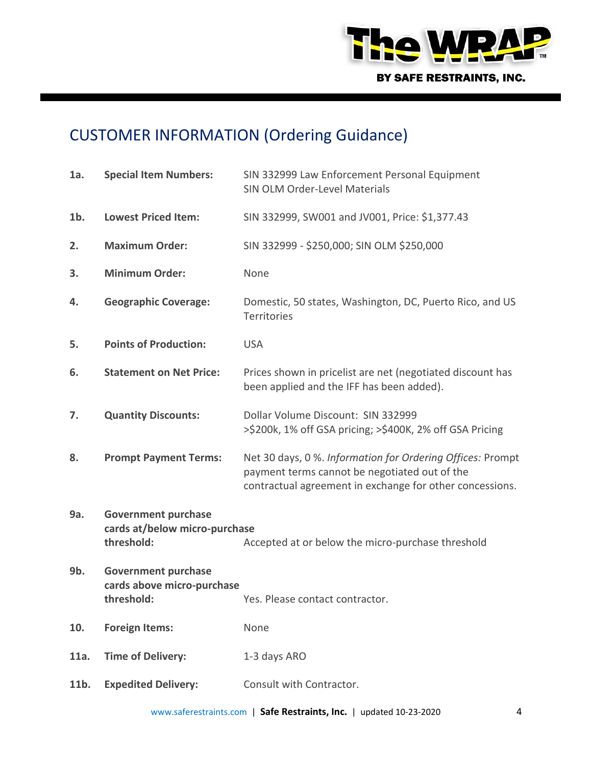## CUSTOMER INFORMATION (Ordering Guidance)

| | | |
|---|---|---|
| **1a.** | **Special Item Numbers:** | SIN 332999 Law Enforcement Personal Equipment<br>SIN OLM Order-Level Materials |
| **1b.** | **Lowest Priced Item:** | SIN 332999, SW001 and JV001, Price: $1,377.43 |
| **2.** | **Maximum Order:** | SIN 332999 - $250,000; SIN OLM $250,000 |
| **3.** | **Minimum Order:** | None |
| **4.** | **Geographic Coverage:** | Domestic, 50 states, Washington, DC, Puerto Rico, and US Territories |
| **5.** | **Points of Production:** | USA |
| **6.** | **Statement on Net Price:** | Prices shown in pricelist are net (negotiated discount has been applied and the IFF has been added). |
| **7.** | **Quantity Discounts:** | Dollar Volume Discount: SIN 332999<br>>$200k, 1% off GSA pricing; >$400K, 2% off GSA Pricing |
| **8.** | **Prompt Payment Terms:** | Net 30 days, 0 %. *Information for Ordering Offices:* Prompt payment terms cannot be negotiated out of the contractual agreement in exchange for other concessions. |
| **9a.** | **Government purchase cards at/below micro-purchase threshold:** | Accepted at or below the micro-purchase threshold |
| **9b.** | **Government purchase cards above micro-purchase threshold:** | Yes. Please contact contractor. |
| **10.** | **Foreign Items:** | None |
| **11a.** | **Time of Delivery:** | 1-3 days ARO |
| **11b.** | **Expedited Delivery:** | Consult with Contractor. |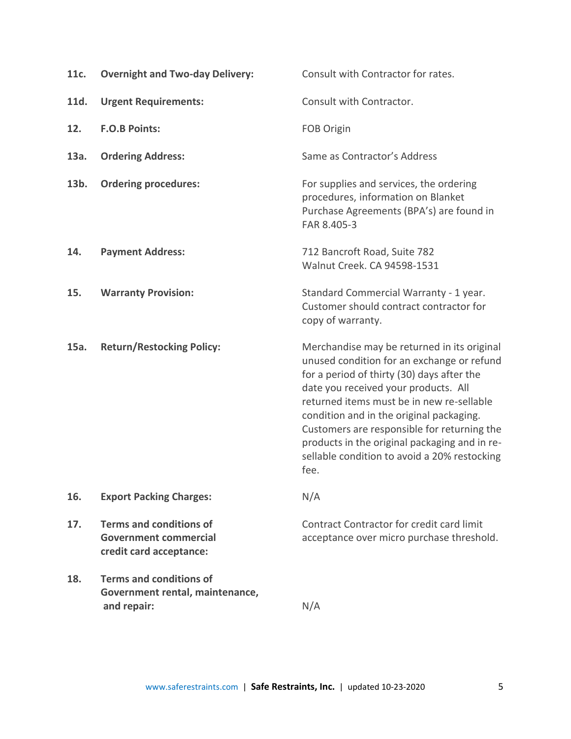| | | |
|---|---|---|
| **11c.** | **Overnight and Two-day Delivery:** | Consult with Contractor for rates. |
| **11d.** | **Urgent Requirements:** | Consult with Contractor. |
| **12.** | **F.O.B Points:** | FOB Origin |
| **13a.** | **Ordering Address:** | Same as Contractor's Address |
| **13b.** | **Ordering procedures:** | For supplies and services, the ordering procedures, information on Blanket Purchase Agreements (BPA's) are found in FAR 8.405-3 |
| **14.** | **Payment Address:** | 712 Bancroft Road, Suite 782<br>Walnut Creek. CA 94598-1531 |
| **15.** | **Warranty Provision:** | Standard Commercial Warranty - 1 year. Customer should contract contractor for copy of warranty. |
| **15a.** | **Return/Restocking Policy:** | Merchandise may be returned in its original unused condition for an exchange or refund for a period of thirty (30) days after the date you received your products. All returned items must be in new re-sellable condition and in the original packaging. Customers are responsible for returning the products in the original packaging and in re-sellable condition to avoid a 20% restocking fee. |
| **16.** | **Export Packing Charges:** | N/A |
| **17.** | **Terms and conditions of Government commercial credit card acceptance:** | Contract Contractor for credit card limit acceptance over micro purchase threshold. |
| **18.** | **Terms and conditions of Government rental, maintenance, and repair:** | N/A |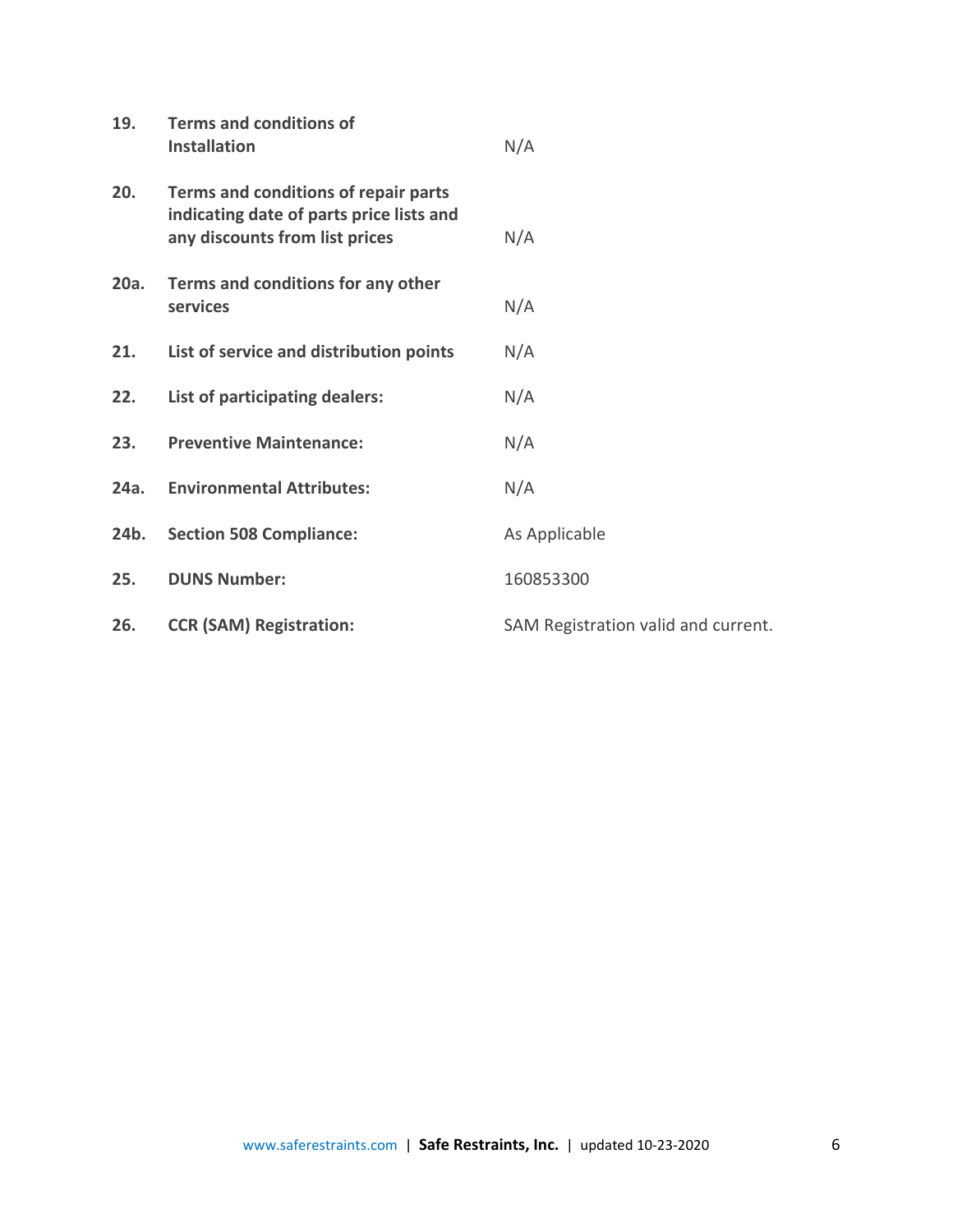| | | |
|---|---|---|
| **19.** | **Terms and conditions of Installation** | N/A |
| **20.** | **Terms and conditions of repair parts indicating date of parts price lists and any discounts from list prices** | N/A |
| **20a.** | **Terms and conditions for any other services** | N/A |
| **21.** | **List of service and distribution points** | N/A |
| **22.** | **List of participating dealers:** | N/A |
| **23.** | **Preventive Maintenance:** | N/A |
| **24a.** | **Environmental Attributes:** | N/A |
| **24b.** | **Section 508 Compliance:** | As Applicable |
| **25.** | **DUNS Number:** | 160853300 |
| **26.** | **CCR (SAM) Registration:** | SAM Registration valid and current. |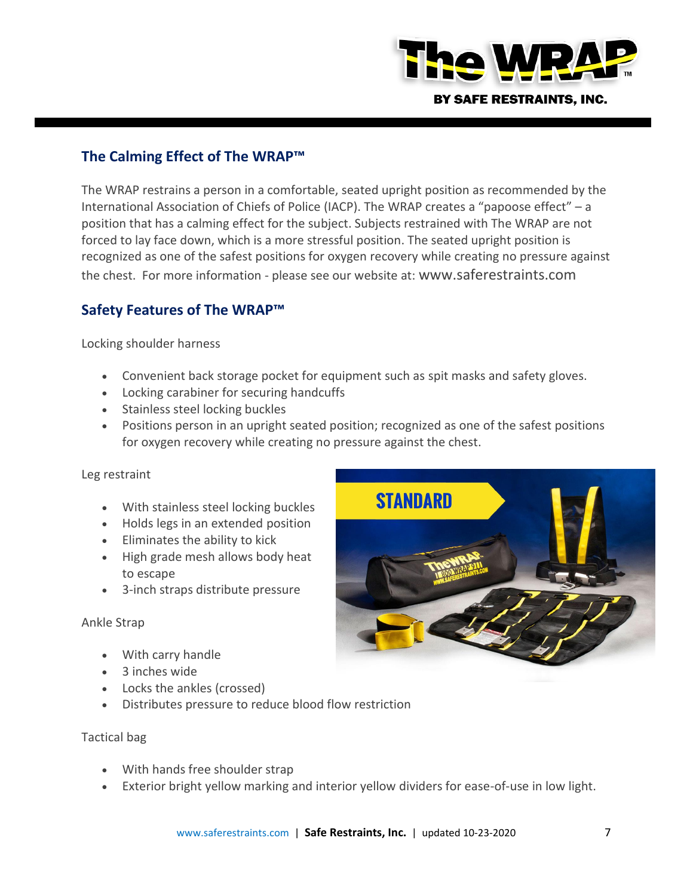## The Calming Effect of The WRAP™

The WRAP restrains a person in a comfortable, seated upright position as recommended by the International Association of Chiefs of Police (IACP). The WRAP creates a "papoose effect" – a position that has a calming effect for the subject. Subjects restrained with The WRAP are not forced to lay face down, which is a more stressful position. The seated upright position is recognized as one of the safest positions for oxygen recovery while creating no pressure against the chest. For more information - please see our website at: www.saferestraints.com

## Safety Features of The WRAP™

Locking shoulder harness

- Convenient back storage pocket for equipment such as spit masks and safety gloves.
- Locking carabiner for securing handcuffs
- Stainless steel locking buckles
- Positions person in an upright seated position; recognized as one of the safest positions for oxygen recovery while creating no pressure against the chest.

Leg restraint

- With stainless steel locking buckles
- Holds legs in an extended position
- Eliminates the ability to kick
- High grade mesh allows body heat to escape
- 3-inch straps distribute pressure

Ankle Strap

- With carry handle
- 3 inches wide
- Locks the ankles (crossed)
- Distributes pressure to reduce blood flow restriction

Tactical bag

- With hands free shoulder strap
- Exterior bright yellow marking and interior yellow dividers for ease-of-use in low light.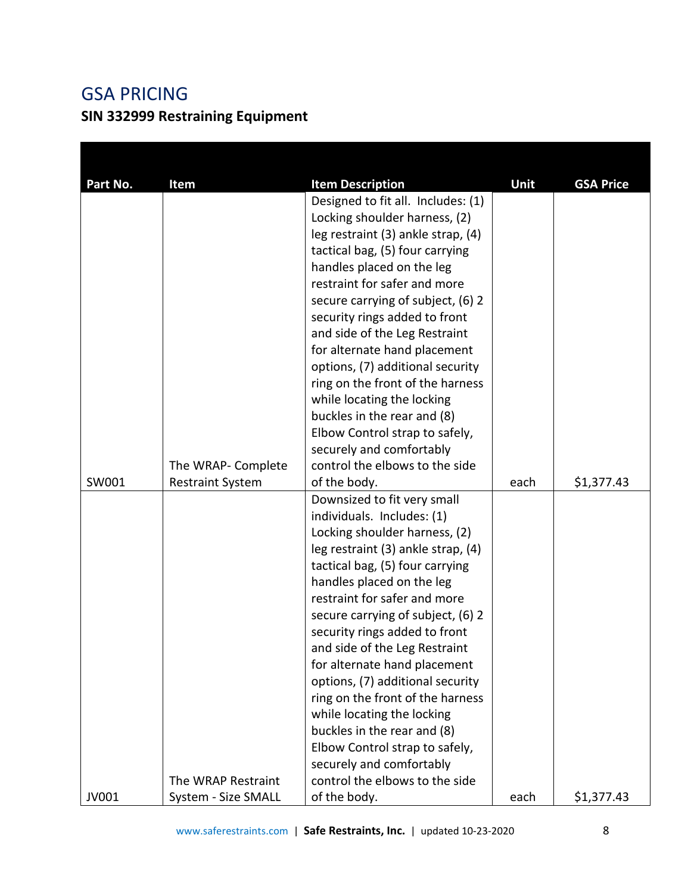# GSA PRICING

**SIN 332999 Restraining Equipment**

| Part No. | Item | Item Description | Unit | GSA Price |
|---|---|---|---|---|
| SW001 | The WRAP- Complete Restraint System | Designed to fit all. Includes: (1) Locking shoulder harness, (2) leg restraint (3) ankle strap, (4) tactical bag, (5) four carrying handles placed on the leg restraint for safer and more secure carrying of subject, (6) 2 security rings added to front and side of the Leg Restraint for alternate hand placement options, (7) additional security ring on the front of the harness while locating the locking buckles in the rear and (8) Elbow Control strap to safely, securely and comfortably control the elbows to the side of the body. | each | $1,377.43 |
| JV001 | The WRAP Restraint System - Size SMALL | Downsized to fit very small individuals. Includes: (1) Locking shoulder harness, (2) leg restraint (3) ankle strap, (4) tactical bag, (5) four carrying handles placed on the leg restraint for safer and more secure carrying of subject, (6) 2 security rings added to front and side of the Leg Restraint for alternate hand placement options, (7) additional security ring on the front of the harness while locating the locking buckles in the rear and (8) Elbow Control strap to safely, securely and comfortably control the elbows to the side of the body. | each | $1,377.43 |

www.saferestraints.com | **Safe Restraints, Inc.** | updated 10-23-2020